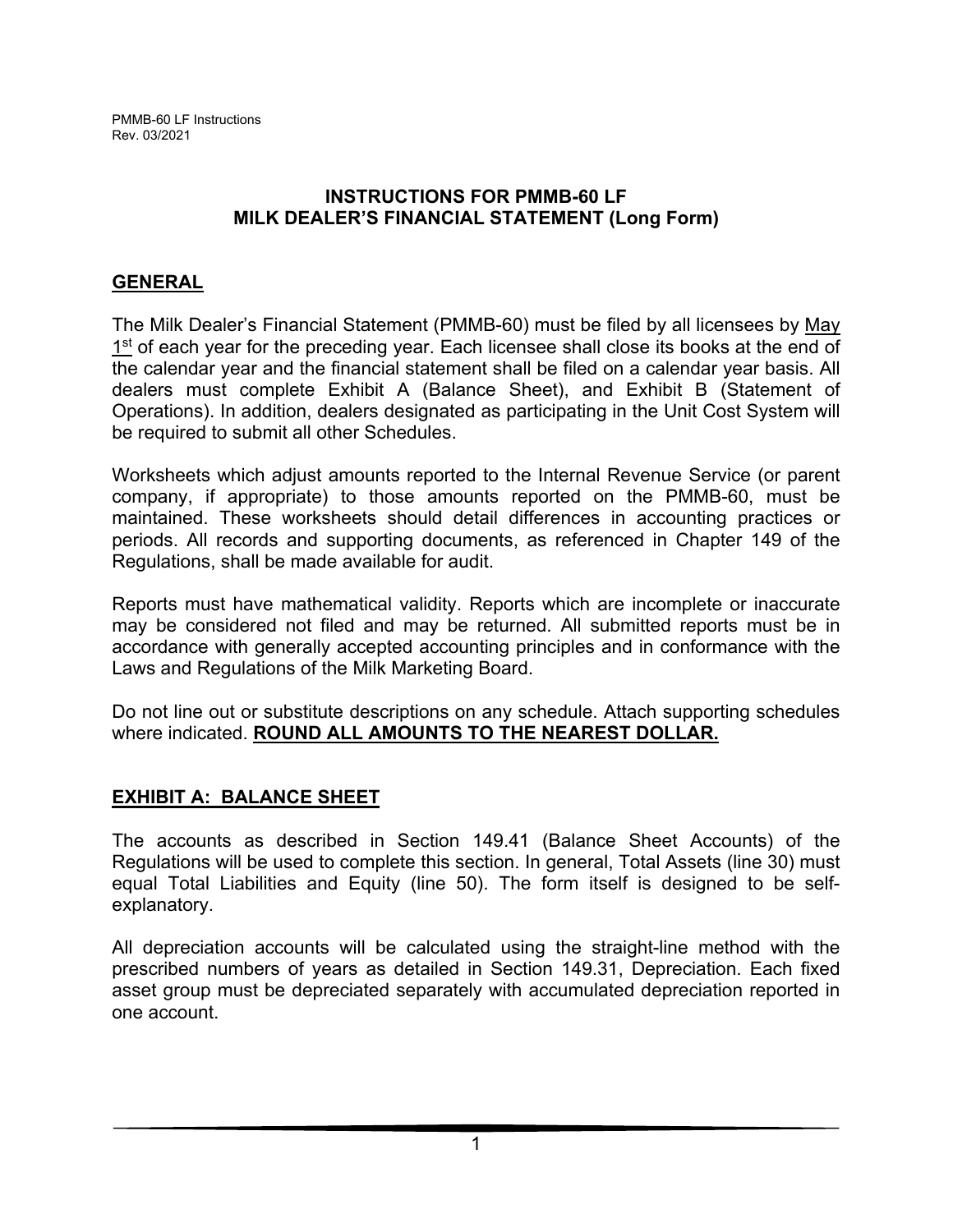# INSTRUCTIONS FOR PMMB-60 LF
# MILK DEALER'S FINANCIAL STATEMENT (Long Form)

## GENERAL

The Milk Dealer's Financial Statement (PMMB-60) must be filed by all licensees by May 1st of each year for the preceding year. Each licensee shall close its books at the end of the calendar year and the financial statement shall be filed on a calendar year basis. All dealers must complete Exhibit A (Balance Sheet), and Exhibit B (Statement of Operations). In addition, dealers designated as participating in the Unit Cost System will be required to submit all other Schedules.

Worksheets which adjust amounts reported to the Internal Revenue Service (or parent company, if appropriate) to those amounts reported on the PMMB-60, must be maintained. These worksheets should detail differences in accounting practices or periods. All records and supporting documents, as referenced in Chapter 149 of the Regulations, shall be made available for audit.

Reports must have mathematical validity. Reports which are incomplete or inaccurate may be considered not filed and may be returned. All submitted reports must be in accordance with generally accepted accounting principles and in conformance with the Laws and Regulations of the Milk Marketing Board.

Do not line out or substitute descriptions on any schedule. Attach supporting schedules where indicated. **ROUND ALL AMOUNTS TO THE NEAREST DOLLAR.**

## EXHIBIT A: BALANCE SHEET

The accounts as described in Section 149.41 (Balance Sheet Accounts) of the Regulations will be used to complete this section. In general, Total Assets (line 30) must equal Total Liabilities and Equity (line 50). The form itself is designed to be self-explanatory.

All depreciation accounts will be calculated using the straight-line method with the prescribed numbers of years as detailed in Section 149.31, Depreciation. Each fixed asset group must be depreciated separately with accumulated depreciation reported in one account.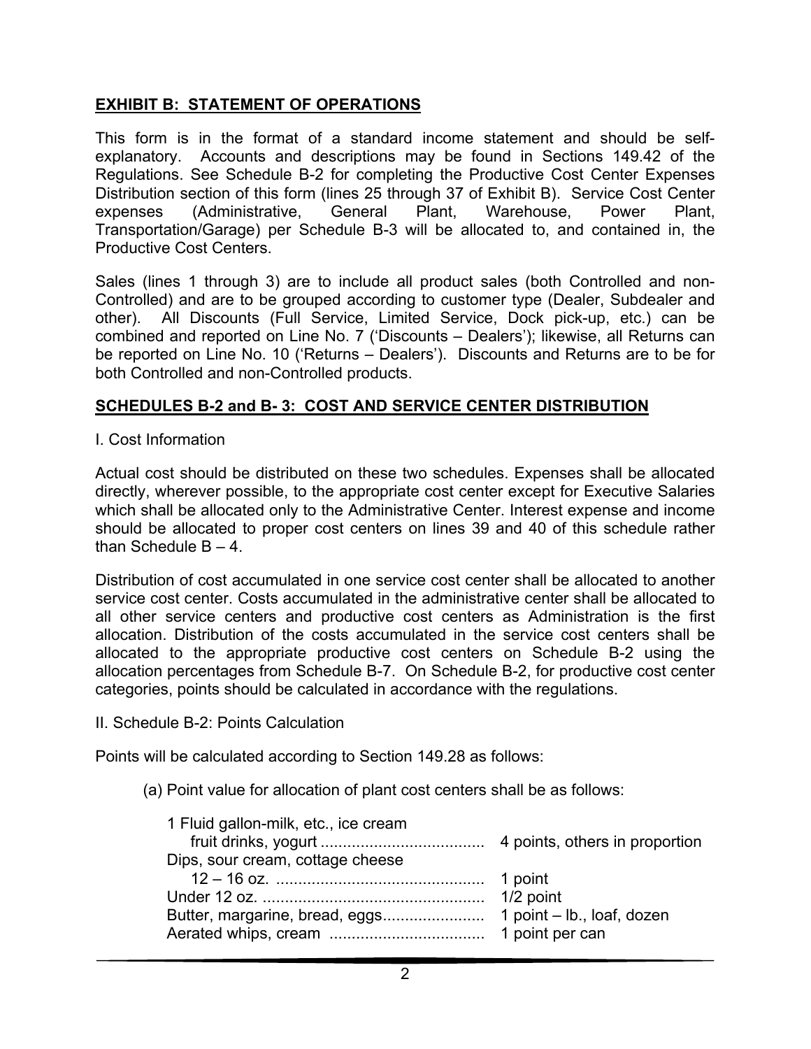## **EXHIBIT B: STATEMENT OF OPERATIONS**

This form is in the format of a standard income statement and should be self-explanatory. Accounts and descriptions may be found in Sections 149.42 of the Regulations. See Schedule B-2 for completing the Productive Cost Center Expenses Distribution section of this form (lines 25 through 37 of Exhibit B). Service Cost Center expenses (Administrative, General Plant, Warehouse, Power Plant, Transportation/Garage) per Schedule B-3 will be allocated to, and contained in, the Productive Cost Centers.

Sales (lines 1 through 3) are to include all product sales (both Controlled and non-Controlled) and are to be grouped according to customer type (Dealer, Subdealer and other). All Discounts (Full Service, Limited Service, Dock pick-up, etc.) can be combined and reported on Line No. 7 ('Discounts – Dealers'); likewise, all Returns can be reported on Line No. 10 ('Returns – Dealers'). Discounts and Returns are to be for both Controlled and non-Controlled products.

## **SCHEDULES B-2 and B- 3: COST AND SERVICE CENTER DISTRIBUTION**

I. Cost Information

Actual cost should be distributed on these two schedules. Expenses shall be allocated directly, wherever possible, to the appropriate cost center except for Executive Salaries which shall be allocated only to the Administrative Center. Interest expense and income should be allocated to proper cost centers on lines 39 and 40 of this schedule rather than Schedule B – 4.

Distribution of cost accumulated in one service cost center shall be allocated to another service cost center. Costs accumulated in the administrative center shall be allocated to all other service centers and productive cost centers as Administration is the first allocation. Distribution of the costs accumulated in the service cost centers shall be allocated to the appropriate productive cost centers on Schedule B-2 using the allocation percentages from Schedule B-7. On Schedule B-2, for productive cost center categories, points should be calculated in accordance with the regulations.

II. Schedule B-2: Points Calculation

Points will be calculated according to Section 149.28 as follows:

(a) Point value for allocation of plant cost centers shall be as follows:

| | |
|---|---|
| 1 Fluid gallon-milk, etc., ice cream fruit drinks, yogurt .................................... | 4 points, others in proportion |
| Dips, sour cream, cottage cheese 12 – 16 oz. .............................................. | 1 point |
| Under 12 oz. ................................................. | 1/2 point |
| Butter, margarine, bread, eggs...................... | 1 point – lb., loaf, dozen |
| Aerated whips, cream .................................. | 1 point per can |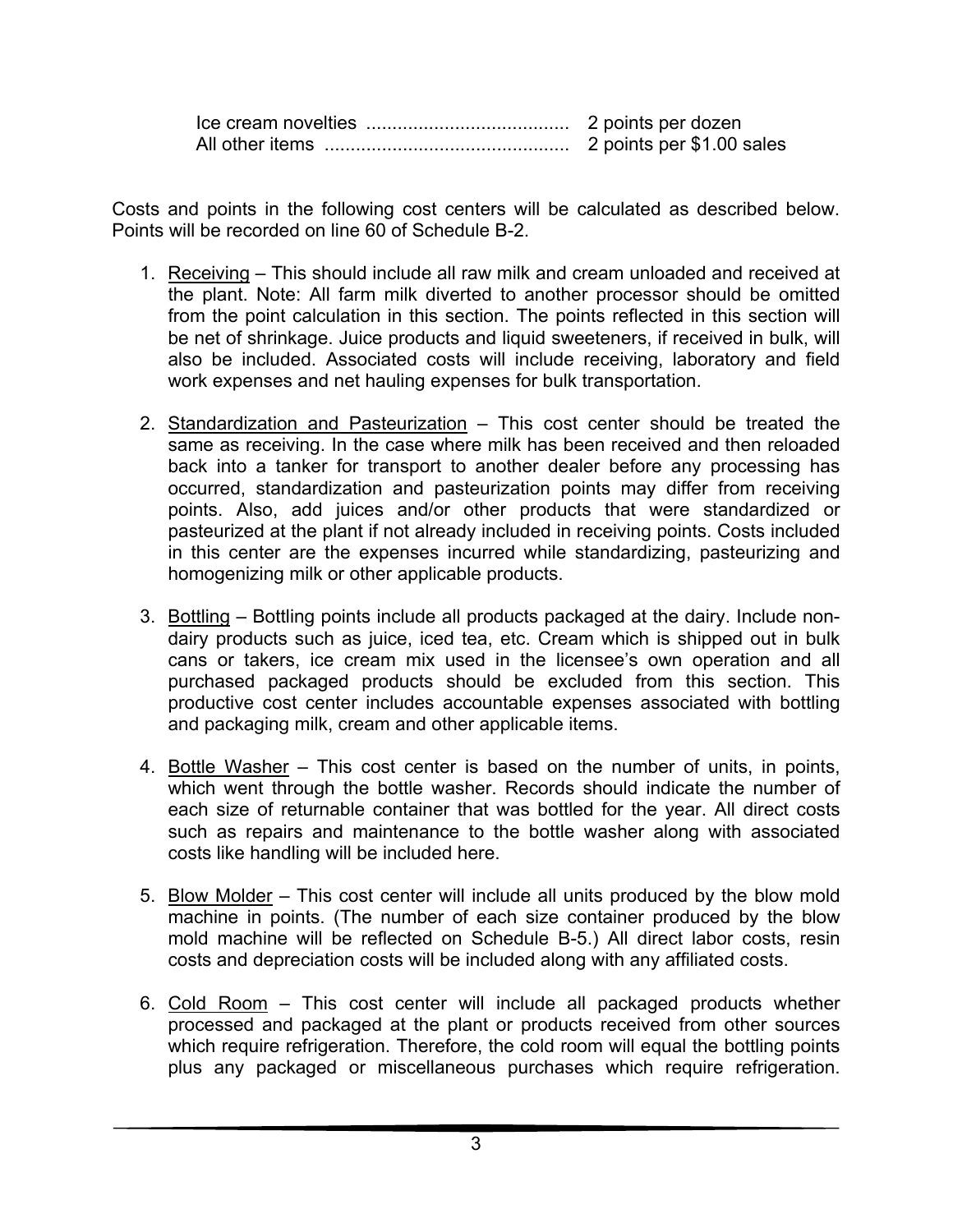| | |
|---|---|
| Ice cream novelties ....................................... | 2 points per dozen |
| All other items ............................................... | 2 points per $1.00 sales |

Costs and points in the following cost centers will be calculated as described below. Points will be recorded on line 60 of Schedule B-2.

1. Receiving – This should include all raw milk and cream unloaded and received at the plant. Note: All farm milk diverted to another processor should be omitted from the point calculation in this section. The points reflected in this section will be net of shrinkage. Juice products and liquid sweeteners, if received in bulk, will also be included. Associated costs will include receiving, laboratory and field work expenses and net hauling expenses for bulk transportation.

2. Standardization and Pasteurization – This cost center should be treated the same as receiving. In the case where milk has been received and then reloaded back into a tanker for transport to another dealer before any processing has occurred, standardization and pasteurization points may differ from receiving points. Also, add juices and/or other products that were standardized or pasteurized at the plant if not already included in receiving points. Costs included in this center are the expenses incurred while standardizing, pasteurizing and homogenizing milk or other applicable products.

3. Bottling – Bottling points include all products packaged at the dairy. Include non-dairy products such as juice, iced tea, etc. Cream which is shipped out in bulk cans or takers, ice cream mix used in the licensee's own operation and all purchased packaged products should be excluded from this section. This productive cost center includes accountable expenses associated with bottling and packaging milk, cream and other applicable items.

4. Bottle Washer – This cost center is based on the number of units, in points, which went through the bottle washer. Records should indicate the number of each size of returnable container that was bottled for the year. All direct costs such as repairs and maintenance to the bottle washer along with associated costs like handling will be included here.

5. Blow Molder – This cost center will include all units produced by the blow mold machine in points. (The number of each size container produced by the blow mold machine will be reflected on Schedule B-5.) All direct labor costs, resin costs and depreciation costs will be included along with any affiliated costs.

6. Cold Room – This cost center will include all packaged products whether processed and packaged at the plant or products received from other sources which require refrigeration. Therefore, the cold room will equal the bottling points plus any packaged or miscellaneous purchases which require refrigeration.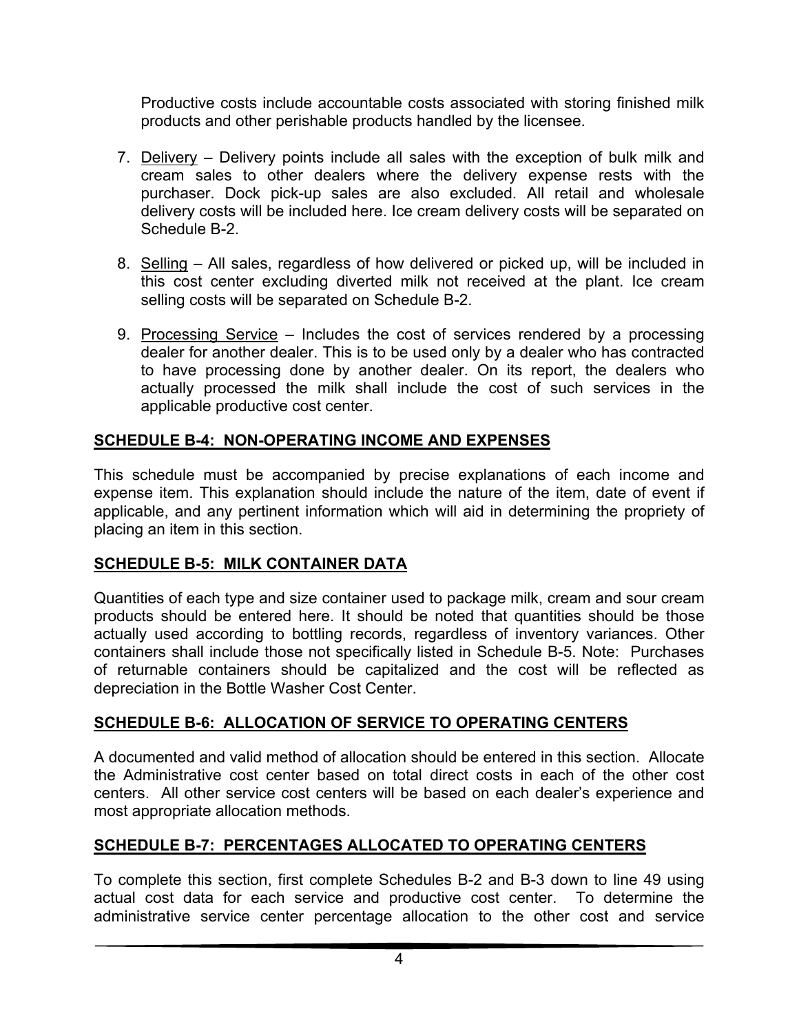Productive costs include accountable costs associated with storing finished milk products and other perishable products handled by the licensee.

7. Delivery – Delivery points include all sales with the exception of bulk milk and cream sales to other dealers where the delivery expense rests with the purchaser. Dock pick-up sales are also excluded. All retail and wholesale delivery costs will be included here. Ice cream delivery costs will be separated on Schedule B-2.

8. Selling – All sales, regardless of how delivered or picked up, will be included in this cost center excluding diverted milk not received at the plant. Ice cream selling costs will be separated on Schedule B-2.

9. Processing Service – Includes the cost of services rendered by a processing dealer for another dealer. This is to be used only by a dealer who has contracted to have processing done by another dealer. On its report, the dealers who actually processed the milk shall include the cost of such services in the applicable productive cost center.

## SCHEDULE B-4: NON-OPERATING INCOME AND EXPENSES

This schedule must be accompanied by precise explanations of each income and expense item. This explanation should include the nature of the item, date of event if applicable, and any pertinent information which will aid in determining the propriety of placing an item in this section.

## SCHEDULE B-5: MILK CONTAINER DATA

Quantities of each type and size container used to package milk, cream and sour cream products should be entered here. It should be noted that quantities should be those actually used according to bottling records, regardless of inventory variances. Other containers shall include those not specifically listed in Schedule B-5. Note: Purchases of returnable containers should be capitalized and the cost will be reflected as depreciation in the Bottle Washer Cost Center.

## SCHEDULE B-6: ALLOCATION OF SERVICE TO OPERATING CENTERS

A documented and valid method of allocation should be entered in this section. Allocate the Administrative cost center based on total direct costs in each of the other cost centers. All other service cost centers will be based on each dealer's experience and most appropriate allocation methods.

## SCHEDULE B-7: PERCENTAGES ALLOCATED TO OPERATING CENTERS

To complete this section, first complete Schedules B-2 and B-3 down to line 49 using actual cost data for each service and productive cost center. To determine the administrative service center percentage allocation to the other cost and service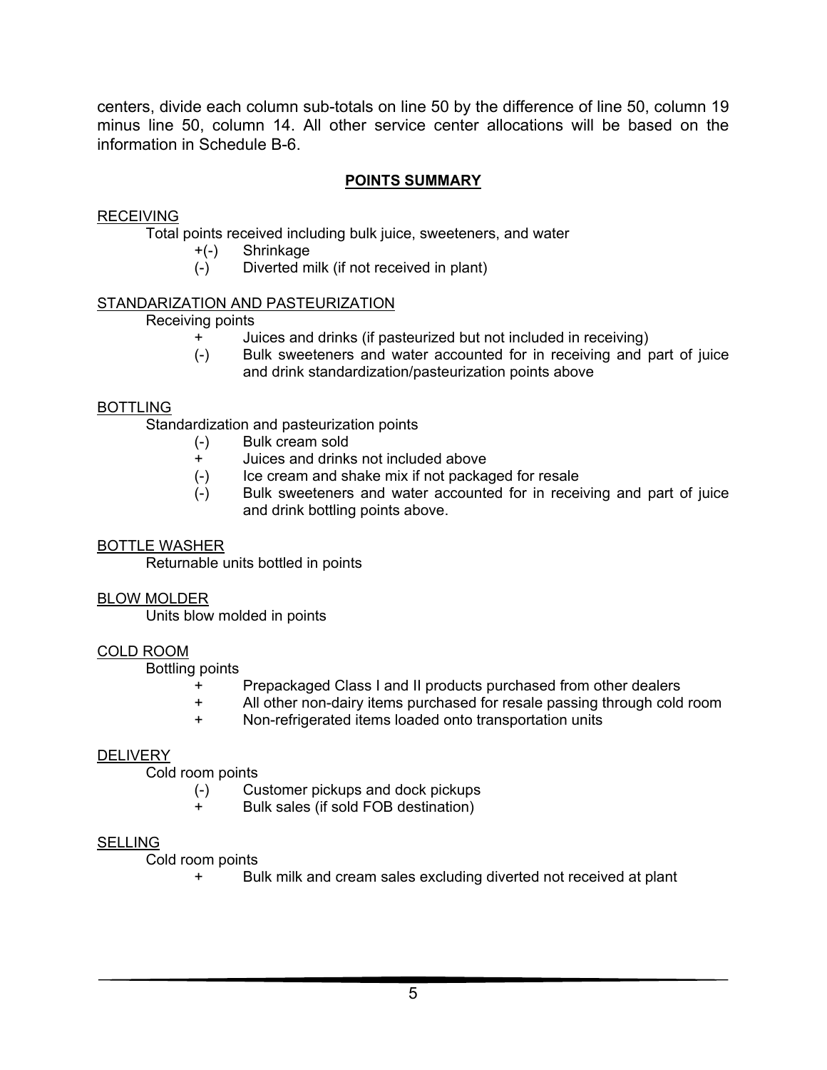centers, divide each column sub-totals on line 50 by the difference of line 50, column 19 minus line 50, column 14. All other service center allocations will be based on the information in Schedule B-6.

## POINTS SUMMARY

RECEIVING

Total points received including bulk juice, sweeteners, and water

- +(-) Shrinkage
- (-) Diverted milk (if not received in plant)

STANDARIZATION AND PASTEURIZATION

Receiving points

- \+ Juices and drinks (if pasteurized but not included in receiving)
- (-) Bulk sweeteners and water accounted for in receiving and part of juice and drink standardization/pasteurization points above

BOTTLING

Standardization and pasteurization points

- (-) Bulk cream sold
- \+ Juices and drinks not included above
- (-) Ice cream and shake mix if not packaged for resale
- (-) Bulk sweeteners and water accounted for in receiving and part of juice and drink bottling points above.

BOTTLE WASHER

Returnable units bottled in points

BLOW MOLDER

Units blow molded in points

COLD ROOM

Bottling points

- \+ Prepackaged Class I and II products purchased from other dealers
- \+ All other non-dairy items purchased for resale passing through cold room
- \+ Non-refrigerated items loaded onto transportation units

DELIVERY

Cold room points

- (-) Customer pickups and dock pickups
- \+ Bulk sales (if sold FOB destination)

SELLING

Cold room points

- \+ Bulk milk and cream sales excluding diverted not received at plant